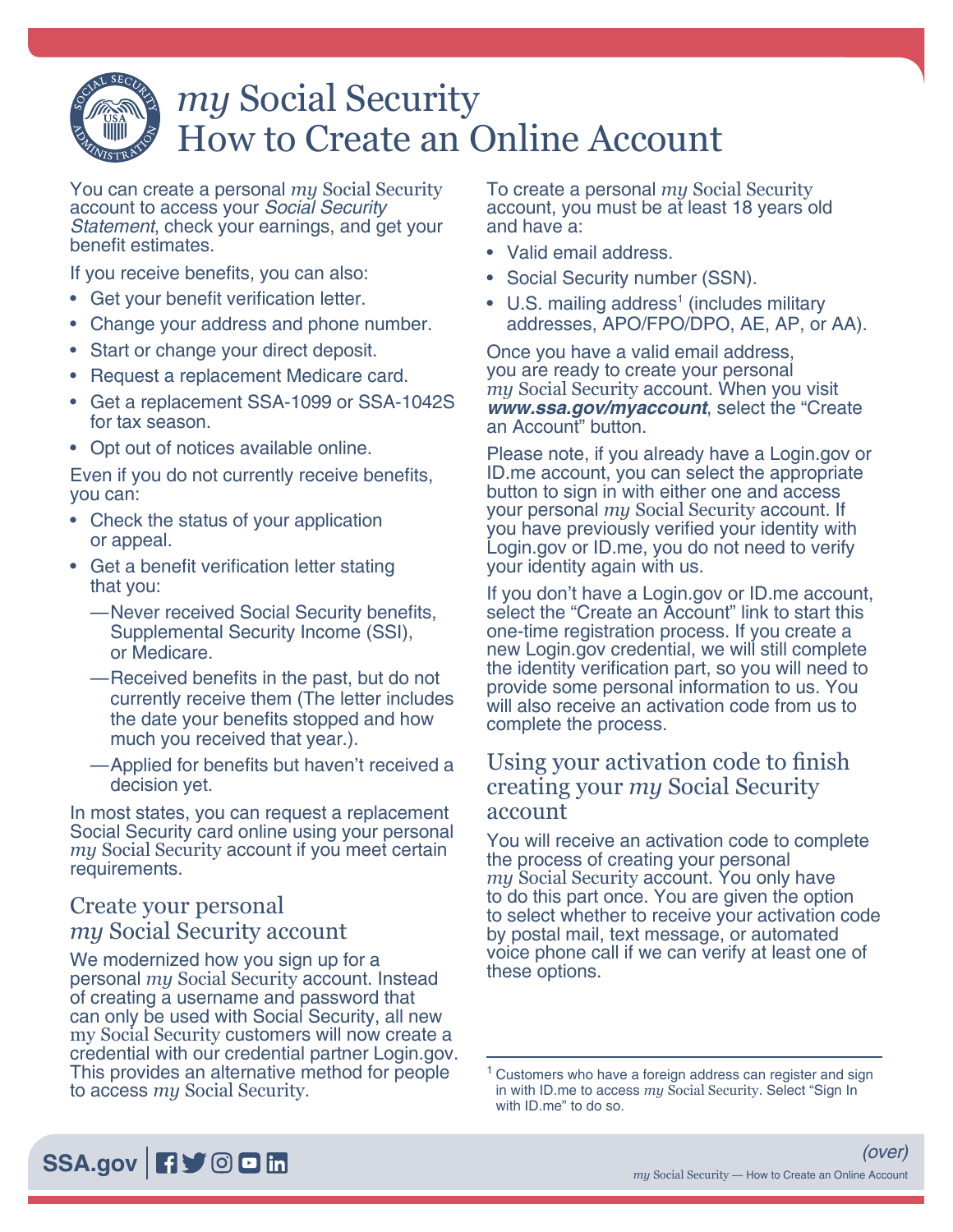# *my* Social Security How to Create an Online Account

You can create a personal *my* Social Security account to access your *Social Security Statement*, check your earnings, and get your benefit estimates.

If you receive benefits, you can also:

- Get your benefit verification letter.
- Change your address and phone number.
- Start or change your direct deposit.
- Request a replacement Medicare card.
- Get a replacement SSA-1099 or SSA-1042S for tax season.
- Opt out of notices available online.

Even if you do not currently receive benefits, you can:

- Check the status of your application or appeal.
- Get a benefit verification letter stating that you:
  - —Never received Social Security benefits, Supplemental Security Income (SSI), or Medicare.
  - —Received benefits in the past, but do not currently receive them (The letter includes the date your benefits stopped and how much you received that year.).
  - —Applied for benefits but haven't received a decision yet.

In most states, you can request a replacement Social Security card online using your personal *my* Social Security account if you meet certain requirements.

## Create your personal *my* Social Security account

We modernized how you sign up for a personal *my* Social Security account. Instead of creating a username and password that can only be used with Social Security, all new my Social Security customers will now create a credential with our credential partner Login.gov. This provides an alternative method for people to access *my* Social Security.

To create a personal *my* Social Security account, you must be at least 18 years old and have a:

- Valid email address.
- Social Security number (SSN).
- U.S. mailing address[1] (includes military addresses, APO/FPO/DPO, AE, AP, or AA).

Once you have a valid email address, you are ready to create your personal *my* Social Security account. When you visit ***www.ssa.gov/myaccount***, select the "Create an Account" button.

Please note, if you already have a Login.gov or ID.me account, you can select the appropriate button to sign in with either one and access your personal *my* Social Security account. If you have previously verified your identity with Login.gov or ID.me, you do not need to verify your identity again with us.

If you don't have a Login.gov or ID.me account, select the "Create an Account" link to start this one-time registration process. If you create a new Login.gov credential, we will still complete the identity verification part, so you will need to provide some personal information to us. You will also receive an activation code from us to complete the process.

## Using your activation code to finish creating your *my* Social Security account

You will receive an activation code to complete the process of creating your personal *my* Social Security account. You only have to do this part once. You are given the option to select whether to receive your activation code by postal mail, text message, or automated voice phone call if we can verify at least one of these options.

[1] Customers who have a foreign address can register and sign in with ID.me to access *my* Social Security. Select "Sign In with ID.me" to do so.

SSA.gov

(over)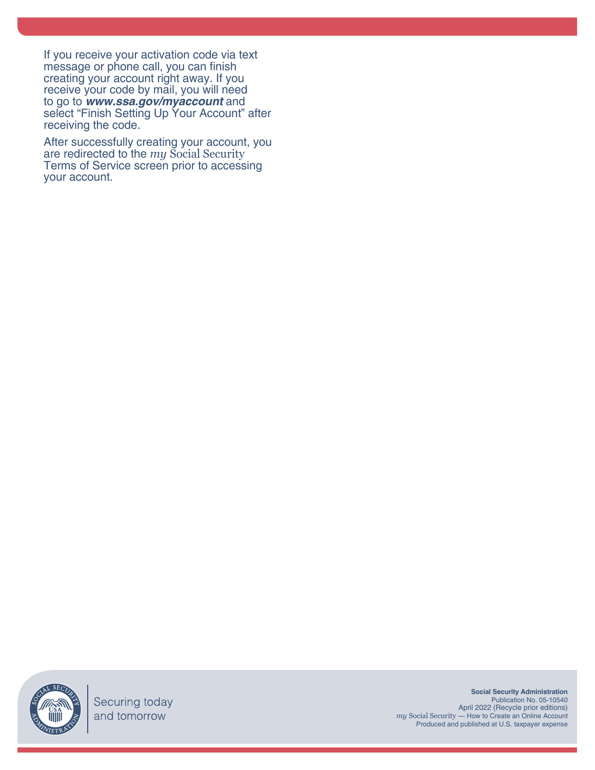If you receive your activation code via text message or phone call, you can finish creating your account right away. If you receive your code by mail, you will need to go to ***www.ssa.gov/myaccount*** and select "Finish Setting Up Your Account" after receiving the code.

After successfully creating your account, you are redirected to the *my* Social Security Terms of Service screen prior to accessing your account.

Securing today and tomorrow

**Social Security Administration**
Publication No. 05-10540
April 2022 (Recycle prior editions)
*my* Social Security — How to Create an Online Account
Produced and published at U.S. taxpayer expense